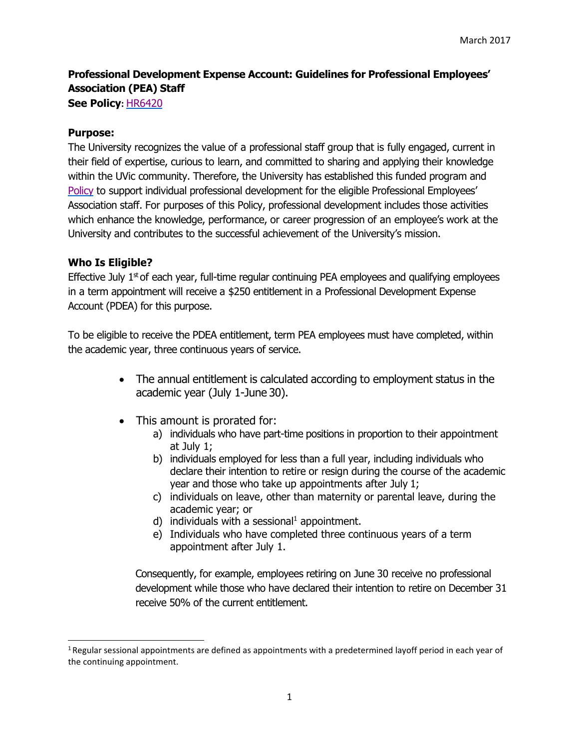March 2017

**Professional Development Expense Account: Guidelines for Professional Employees' Association (PEA) Staff**
**See Policy**: HR6420

### Purpose:

The University recognizes the value of a professional staff group that is fully engaged, current in their field of expertise, curious to learn, and committed to sharing and applying their knowledge within the UVic community. Therefore, the University has established this funded program and Policy to support individual professional development for the eligible Professional Employees' Association staff. For purposes of this Policy, professional development includes those activities which enhance the knowledge, performance, or career progression of an employee's work at the University and contributes to the successful achievement of the University's mission.

### Who Is Eligible?

Effective July 1st of each year, full-time regular continuing PEA employees and qualifying employees in a term appointment will receive a $250 entitlement in a Professional Development Expense Account (PDEA) for this purpose.

To be eligible to receive the PDEA entitlement, term PEA employees must have completed, within the academic year, three continuous years of service.

- The annual entitlement is calculated according to employment status in the academic year (July 1-June 30).
- This amount is prorated for:
  a) individuals who have part-time positions in proportion to their appointment at July 1;
  b) individuals employed for less than a full year, including individuals who declare their intention to retire or resign during the course of the academic year and those who take up appointments after July 1;
  c) individuals on leave, other than maternity or parental leave, during the academic year; or
  d) individuals with a sessional[1] appointment.
  e) Individuals who have completed three continuous years of a term appointment after July 1.

Consequently, for example, employees retiring on June 30 receive no professional development while those who have declared their intention to retire on December 31 receive 50% of the current entitlement.

[1] Regular sessional appointments are defined as appointments with a predetermined layoff period in each year of the continuing appointment.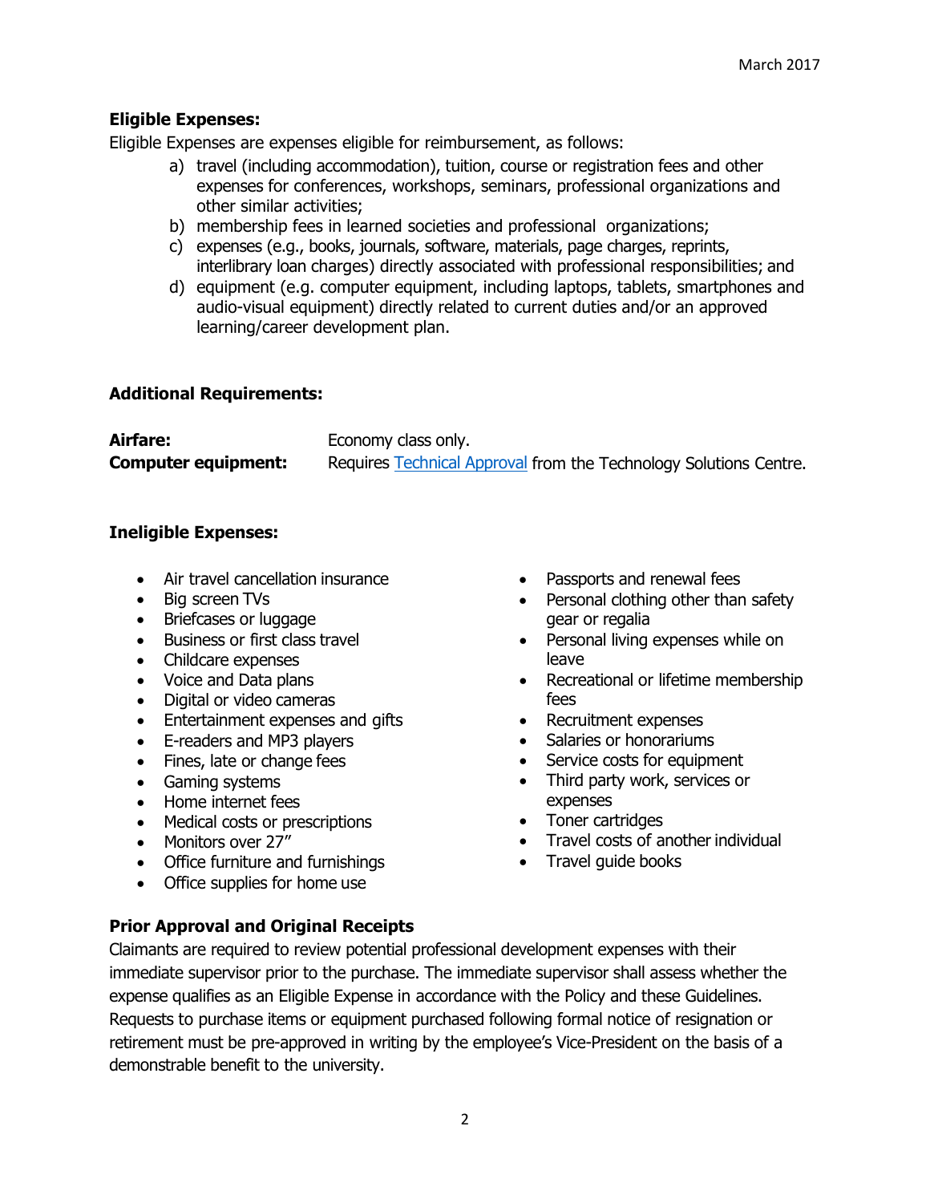**Eligible Expenses:**

Eligible Expenses are expenses eligible for reimbursement, as follows:

a) travel (including accommodation), tuition, course or registration fees and other expenses for conferences, workshops, seminars, professional organizations and other similar activities;
b) membership fees in learned societies and professional organizations;
c) expenses (e.g., books, journals, software, materials, page charges, reprints, interlibrary loan charges) directly associated with professional responsibilities; and
d) equipment (e.g. computer equipment, including laptops, tablets, smartphones and audio-visual equipment) directly related to current duties and/or an approved learning/career development plan.

**Additional Requirements:**

| | |
|---|---|
| **Airfare:** | Economy class only. |
| **Computer equipment:** | Requires Technical Approval from the Technology Solutions Centre. |

**Ineligible Expenses:**

- Air travel cancellation insurance
- Big screen TVs
- Briefcases or luggage
- Business or first class travel
- Childcare expenses
- Voice and Data plans
- Digital or video cameras
- Entertainment expenses and gifts
- E-readers and MP3 players
- Fines, late or change fees
- Gaming systems
- Home internet fees
- Medical costs or prescriptions
- Monitors over 27"
- Office furniture and furnishings
- Office supplies for home use
- Passports and renewal fees
- Personal clothing other than safety gear or regalia
- Personal living expenses while on leave
- Recreational or lifetime membership fees
- Recruitment expenses
- Salaries or honorariums
- Service costs for equipment
- Third party work, services or expenses
- Toner cartridges
- Travel costs of another individual
- Travel guide books

**Prior Approval and Original Receipts**

Claimants are required to review potential professional development expenses with their immediate supervisor prior to the purchase. The immediate supervisor shall assess whether the expense qualifies as an Eligible Expense in accordance with the Policy and these Guidelines. Requests to purchase items or equipment purchased following formal notice of resignation or retirement must be pre-approved in writing by the employee's Vice-President on the basis of a demonstrable benefit to the university.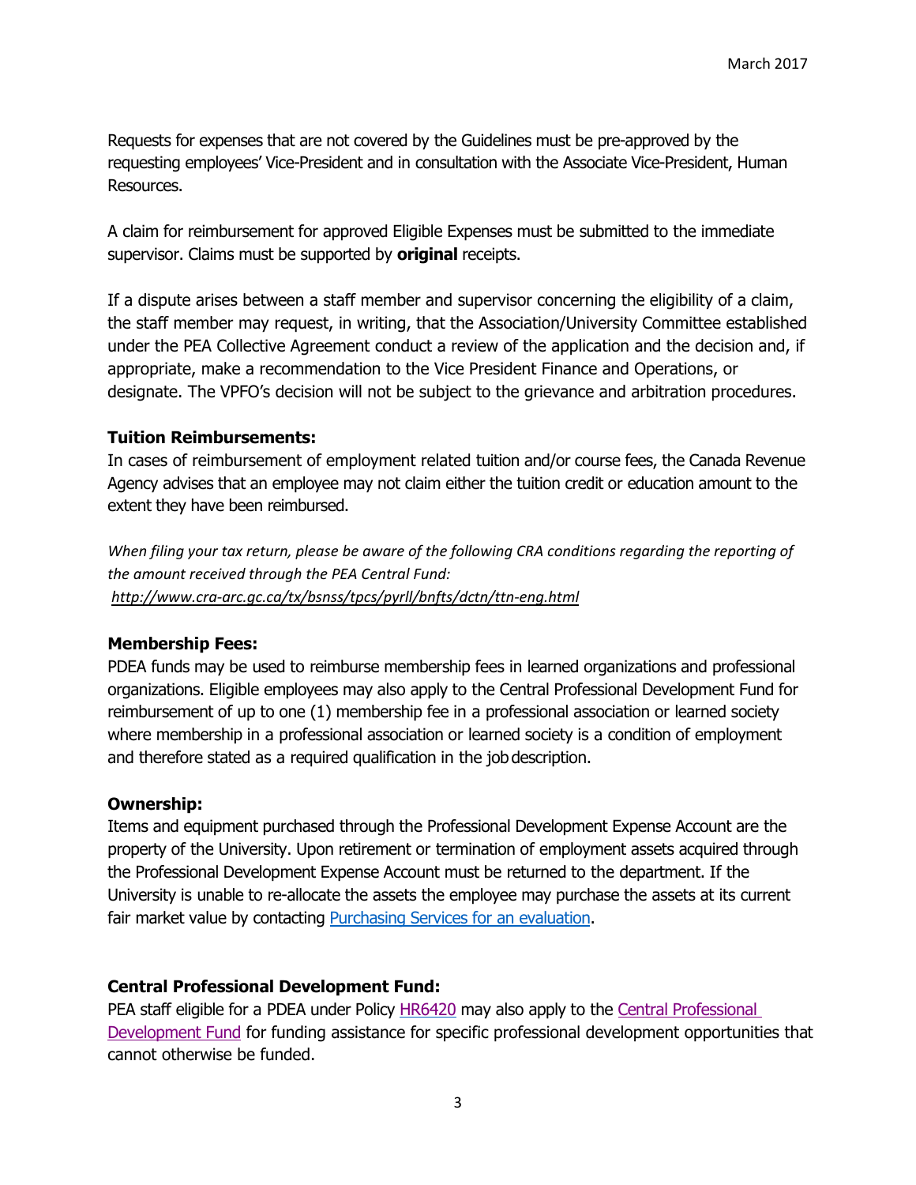Requests for expenses that are not covered by the Guidelines must be pre-approved by the requesting employees' Vice-President and in consultation with the Associate Vice-President, Human Resources.

A claim for reimbursement for approved Eligible Expenses must be submitted to the immediate supervisor. Claims must be supported by **original** receipts.

If a dispute arises between a staff member and supervisor concerning the eligibility of a claim, the staff member may request, in writing, that the Association/University Committee established under the PEA Collective Agreement conduct a review of the application and the decision and, if appropriate, make a recommendation to the Vice President Finance and Operations, or designate. The VPFO's decision will not be subject to the grievance and arbitration procedures.

**Tuition Reimbursements:**
In cases of reimbursement of employment related tuition and/or course fees, the Canada Revenue Agency advises that an employee may not claim either the tuition credit or education amount to the extent they have been reimbursed.

*When filing your tax return, please be aware of the following CRA conditions regarding the reporting of the amount received through the PEA Central Fund:*
*http://www.cra-arc.gc.ca/tx/bsnss/tpcs/pyrll/bnfts/dctn/ttn-eng.html*

**Membership Fees:**
PDEA funds may be used to reimburse membership fees in learned organizations and professional organizations. Eligible employees may also apply to the Central Professional Development Fund for reimbursement of up to one (1) membership fee in a professional association or learned society where membership in a professional association or learned society is a condition of employment and therefore stated as a required qualification in the job description.

**Ownership:**
Items and equipment purchased through the Professional Development Expense Account are the property of the University. Upon retirement or termination of employment assets acquired through the Professional Development Expense Account must be returned to the department. If the University is unable to re-allocate the assets the employee may purchase the assets at its current fair market value by contacting Purchasing Services for an evaluation.

**Central Professional Development Fund:**
PEA staff eligible for a PDEA under Policy HR6420 may also apply to the Central Professional Development Fund for funding assistance for specific professional development opportunities that cannot otherwise be funded.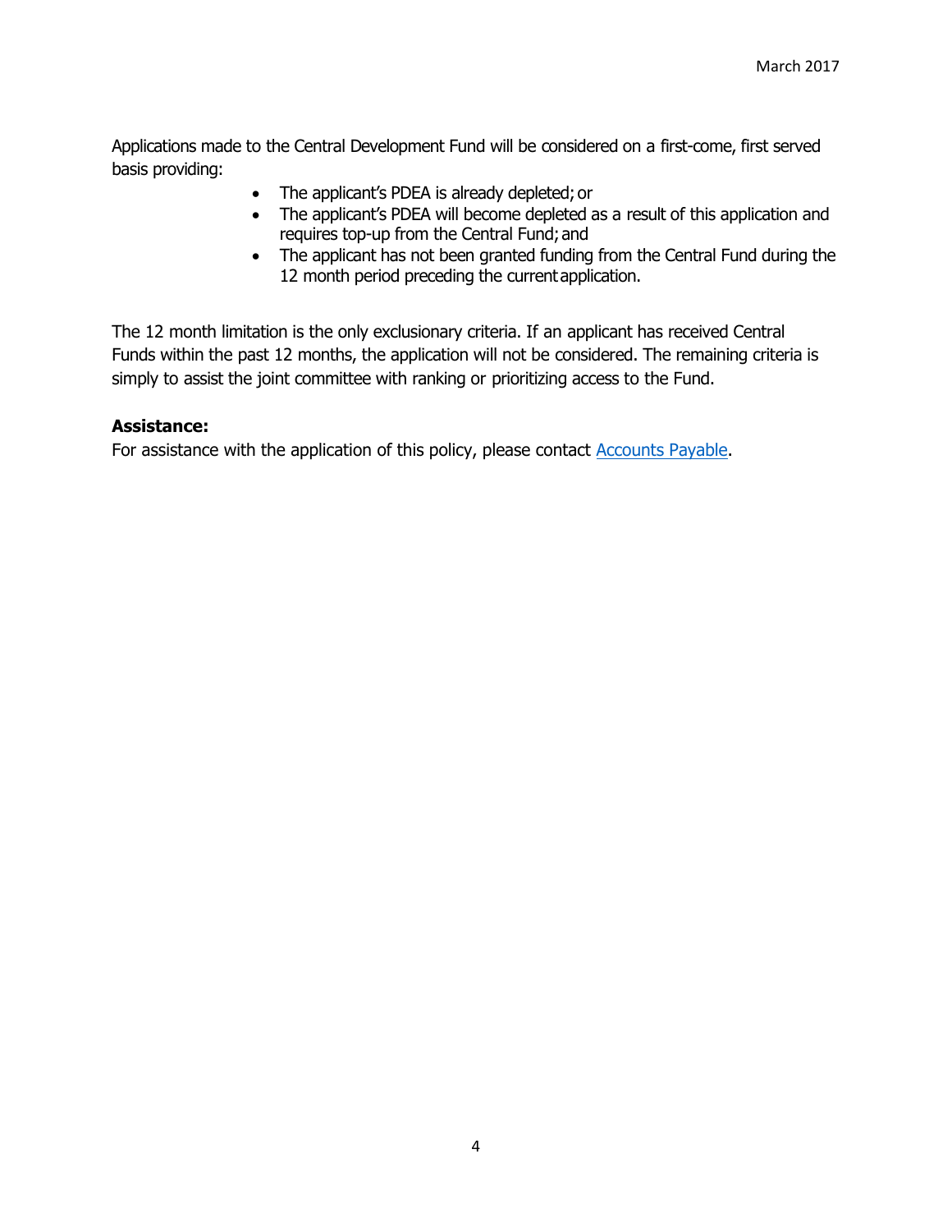Applications made to the Central Development Fund will be considered on a first-come, first served basis providing:

- The applicant's PDEA is already depleted; or
- The applicant's PDEA will become depleted as a result of this application and requires top-up from the Central Fund; and
- The applicant has not been granted funding from the Central Fund during the 12 month period preceding the current application.

The 12 month limitation is the only exclusionary criteria. If an applicant has received Central Funds within the past 12 months, the application will not be considered. The remaining criteria is simply to assist the joint committee with ranking or prioritizing access to the Fund.

**Assistance:**

For assistance with the application of this policy, please contact Accounts Payable.